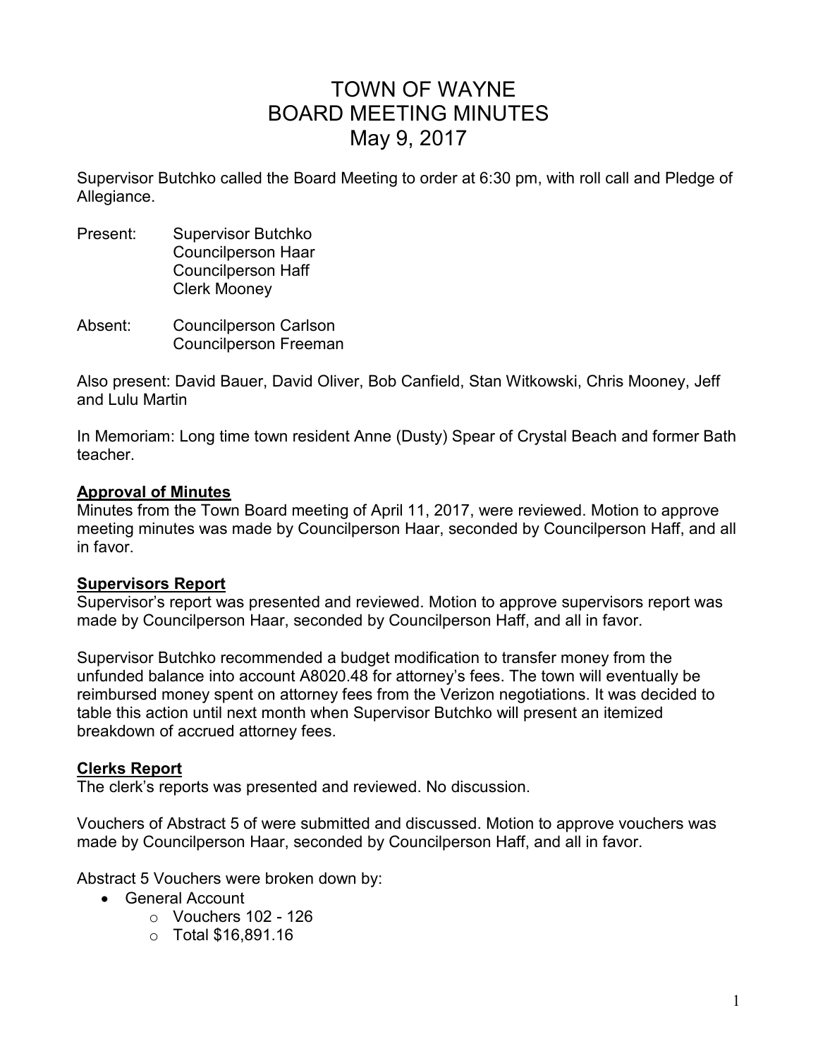# TOWN OF WAYNE
# BOARD MEETING MINUTES
# May 9, 2017

Supervisor Butchko called the Board Meeting to order at 6:30 pm, with roll call and Pledge of Allegiance.

Present: Supervisor Butchko
Councilperson Haar
Councilperson Haff
Clerk Mooney

Absent: Councilperson Carlson
Councilperson Freeman

Also present: David Bauer, David Oliver, Bob Canfield, Stan Witkowski, Chris Mooney, Jeff and Lulu Martin

In Memoriam: Long time town resident Anne (Dusty) Spear of Crystal Beach and former Bath teacher.

## **Approval of Minutes**

Minutes from the Town Board meeting of April 11, 2017, were reviewed. Motion to approve meeting minutes was made by Councilperson Haar, seconded by Councilperson Haff, and all in favor.

## **Supervisors Report**

Supervisor's report was presented and reviewed. Motion to approve supervisors report was made by Councilperson Haar, seconded by Councilperson Haff, and all in favor.

Supervisor Butchko recommended a budget modification to transfer money from the unfunded balance into account A8020.48 for attorney's fees. The town will eventually be reimbursed money spent on attorney fees from the Verizon negotiations. It was decided to table this action until next month when Supervisor Butchko will present an itemized breakdown of accrued attorney fees.

## **Clerks Report**

The clerk's reports was presented and reviewed. No discussion.

Vouchers of Abstract 5 of were submitted and discussed. Motion to approve vouchers was made by Councilperson Haar, seconded by Councilperson Haff, and all in favor.

Abstract 5 Vouchers were broken down by:

- General Account
  - Vouchers 102 - 126
  - Total $16,891.16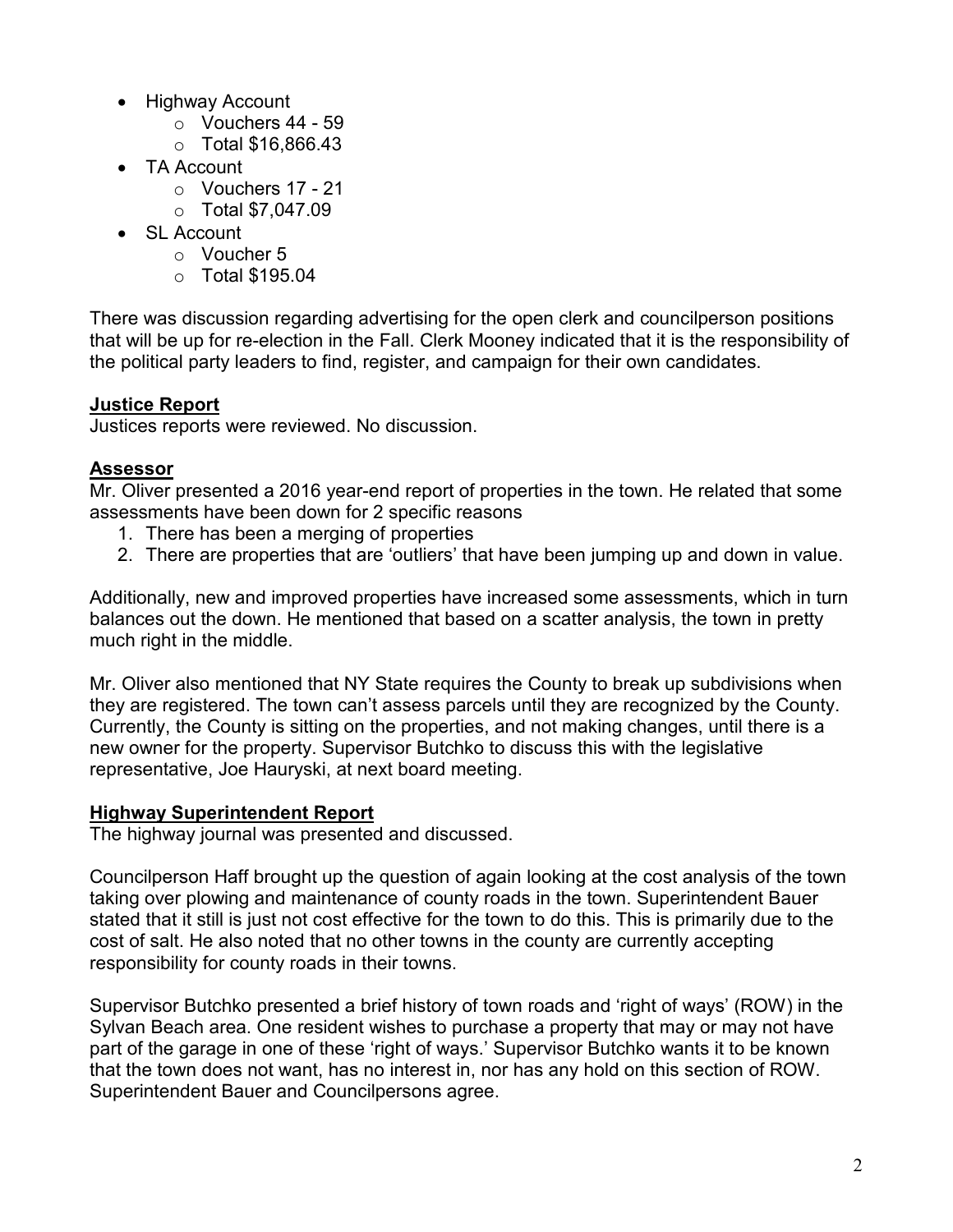- Highway Account
    - Vouchers 44 - 59
    - Total $16,866.43
- TA Account
    - Vouchers 17 - 21
    - Total $7,047.09
- SL Account
    - Voucher 5
    - Total $195.04

There was discussion regarding advertising for the open clerk and councilperson positions that will be up for re-election in the Fall. Clerk Mooney indicated that it is the responsibility of the political party leaders to find, register, and campaign for their own candidates.

**Justice Report**

Justices reports were reviewed. No discussion.

**Assessor**

Mr. Oliver presented a 2016 year-end report of properties in the town. He related that some assessments have been down for 2 specific reasons

1. There has been a merging of properties
2. There are properties that are 'outliers' that have been jumping up and down in value.

Additionally, new and improved properties have increased some assessments, which in turn balances out the down. He mentioned that based on a scatter analysis, the town in pretty much right in the middle.

Mr. Oliver also mentioned that NY State requires the County to break up subdivisions when they are registered. The town can't assess parcels until they are recognized by the County. Currently, the County is sitting on the properties, and not making changes, until there is a new owner for the property. Supervisor Butchko to discuss this with the legislative representative, Joe Hauryski, at next board meeting.

**Highway Superintendent Report**

The highway journal was presented and discussed.

Councilperson Haff brought up the question of again looking at the cost analysis of the town taking over plowing and maintenance of county roads in the town. Superintendent Bauer stated that it still is just not cost effective for the town to do this. This is primarily due to the cost of salt. He also noted that no other towns in the county are currently accepting responsibility for county roads in their towns.

Supervisor Butchko presented a brief history of town roads and 'right of ways' (ROW) in the Sylvan Beach area. One resident wishes to purchase a property that may or may not have part of the garage in one of these 'right of ways.' Supervisor Butchko wants it to be known that the town does not want, has no interest in, nor has any hold on this section of ROW. Superintendent Bauer and Councilpersons agree.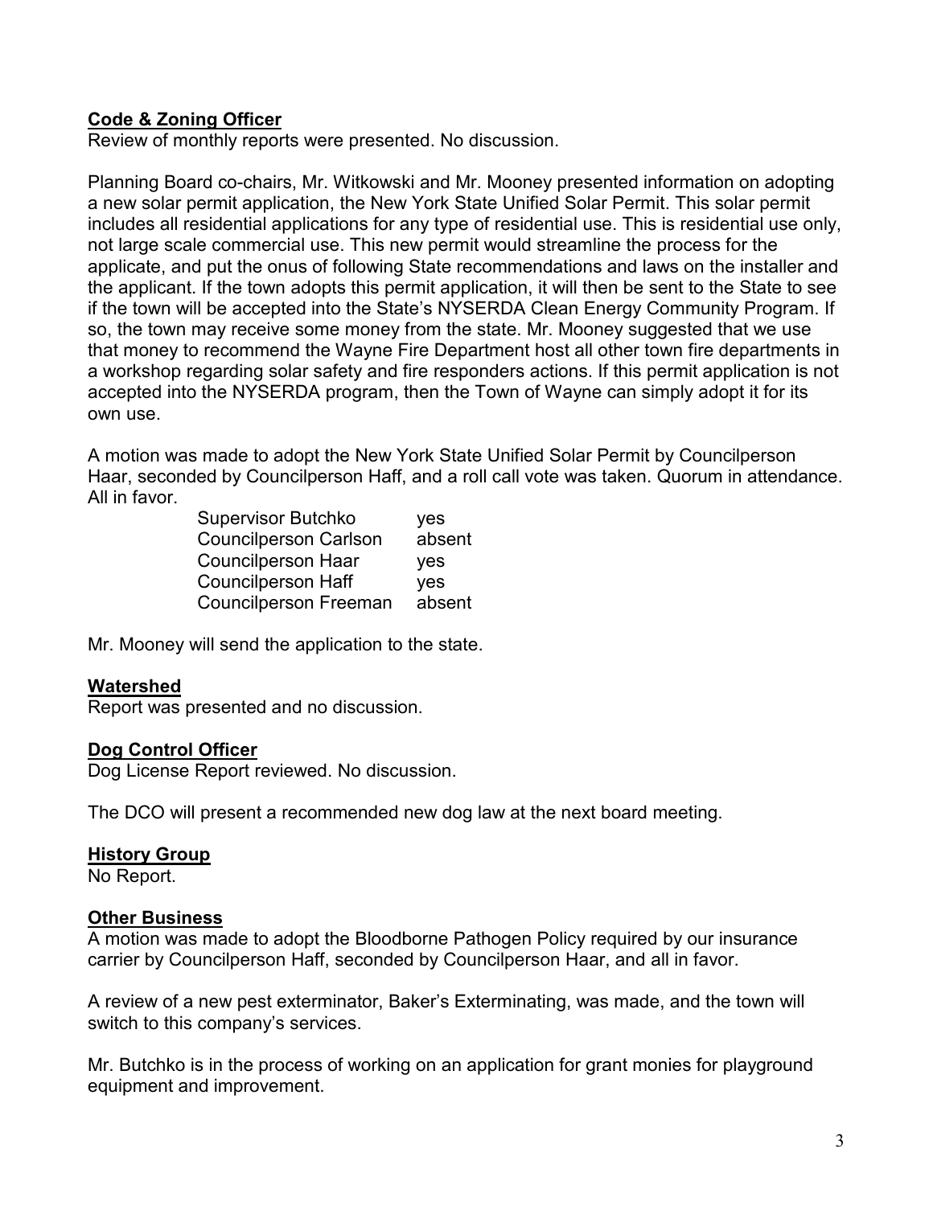**Code & Zoning Officer**

Review of monthly reports were presented. No discussion.

Planning Board co-chairs, Mr. Witkowski and Mr. Mooney presented information on adopting a new solar permit application, the New York State Unified Solar Permit. This solar permit includes all residential applications for any type of residential use. This is residential use only, not large scale commercial use. This new permit would streamline the process for the applicate, and put the onus of following State recommendations and laws on the installer and the applicant. If the town adopts this permit application, it will then be sent to the State to see if the town will be accepted into the State's NYSERDA Clean Energy Community Program. If so, the town may receive some money from the state. Mr. Mooney suggested that we use that money to recommend the Wayne Fire Department host all other town fire departments in a workshop regarding solar safety and fire responders actions. If this permit application is not accepted into the NYSERDA program, then the Town of Wayne can simply adopt it for its own use.

A motion was made to adopt the New York State Unified Solar Permit by Councilperson Haar, seconded by Councilperson Haff, and a roll call vote was taken. Quorum in attendance. All in favor.

| | |
|---|---|
| Supervisor Butchko | yes |
| Councilperson Carlson | absent |
| Councilperson Haar | yes |
| Councilperson Haff | yes |
| Councilperson Freeman | absent |

Mr. Mooney will send the application to the state.

**Watershed**

Report was presented and no discussion.

**Dog Control Officer**

Dog License Report reviewed. No discussion.

The DCO will present a recommended new dog law at the next board meeting.

**History Group**

No Report.

**Other Business**

A motion was made to adopt the Bloodborne Pathogen Policy required by our insurance carrier by Councilperson Haff, seconded by Councilperson Haar, and all in favor.

A review of a new pest exterminator, Baker's Exterminating, was made, and the town will switch to this company's services.

Mr. Butchko is in the process of working on an application for grant monies for playground equipment and improvement.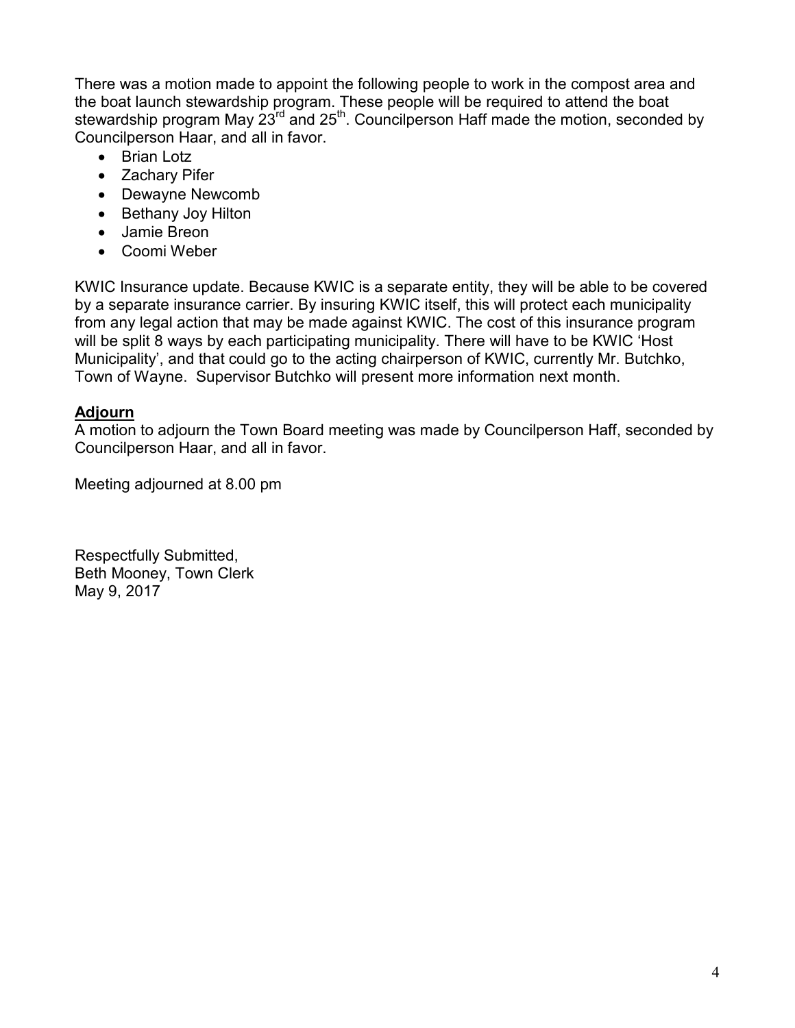There was a motion made to appoint the following people to work in the compost area and the boat launch stewardship program. These people will be required to attend the boat stewardship program May 23rd and 25th. Councilperson Haff made the motion, seconded by Councilperson Haar, and all in favor.

- Brian Lotz
- Zachary Pifer
- Dewayne Newcomb
- Bethany Joy Hilton
- Jamie Breon
- Coomi Weber

KWIC Insurance update. Because KWIC is a separate entity, they will be able to be covered by a separate insurance carrier. By insuring KWIC itself, this will protect each municipality from any legal action that may be made against KWIC. The cost of this insurance program will be split 8 ways by each participating municipality. There will have to be KWIC 'Host Municipality', and that could go to the acting chairperson of KWIC, currently Mr. Butchko, Town of Wayne. Supervisor Butchko will present more information next month.

**Adjourn**

A motion to adjourn the Town Board meeting was made by Councilperson Haff, seconded by Councilperson Haar, and all in favor.

Meeting adjourned at 8.00 pm

Respectfully Submitted,
Beth Mooney, Town Clerk
May 9, 2017